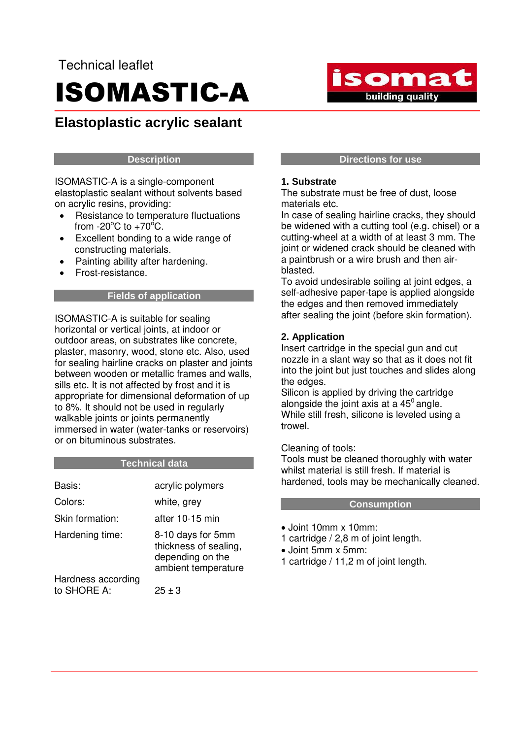Technical leaflet

# ISOMASTIC-A

## Elastoplastic acrylic sealant

### Description

ISOMASTIC-A is a single-component elastoplastic sealant without solvents based on acrylic resins, providing:

- Resistance to temperature fluctuations from -20°C to +70°C.
- Excellent bonding to a wide range of constructing materials.
- Painting ability after hardening.
- Frost-resistance.

### Fields of application

ISOMASTIC-A is suitable for sealing horizontal or vertical joints, at indoor or outdoor areas, on substrates like concrete, plaster, masonry, wood, stone etc. Also, used for sealing hairline cracks on plaster and joints between wooden or metallic frames and walls, sills etc. It is not affected by frost and it is appropriate for dimensional deformation of up to 8%. It should not be used in regularly walkable joints or joints permanently immersed in water (water-tanks or reservoirs) or on bituminous substrates.

### Technical data

| | |
|---|---|
| Basis: | acrylic polymers |
| Colors: | white, grey |
| Skin formation: | after 10-15 min |
| Hardening time: | 8-10 days for 5mm thickness of sealing, depending on the ambient temperature |
| Hardness according to SHORE A: | 25 ± 3 |

### Directions for use

**1. Substrate**

The substrate must be free of dust, loose materials etc.

In case of sealing hairline cracks, they should be widened with a cutting tool (e.g. chisel) or a cutting-wheel at a width of at least 3 mm. The joint or widened crack should be cleaned with a paintbrush or a wire brush and then air-blasted.

To avoid undesirable soiling at joint edges, a self-adhesive paper-tape is applied alongside the edges and then removed immediately after sealing the joint (before skin formation).

**2. Application**

Insert cartridge in the special gun and cut nozzle in a slant way so that as it does not fit into the joint but just touches and slides along the edges.

Silicon is applied by driving the cartridge alongside the joint axis at a 45° angle.

While still fresh, silicone is leveled using a trowel.

Cleaning of tools:

Tools must be cleaned thoroughly with water whilst material is still fresh. If material is hardened, tools may be mechanically cleaned.

### Consumption

- Joint 10mm x 10mm:
  1 cartridge / 2,8 m of joint length.
- Joint 5mm x 5mm:
  1 cartridge / 11,2 m of joint length.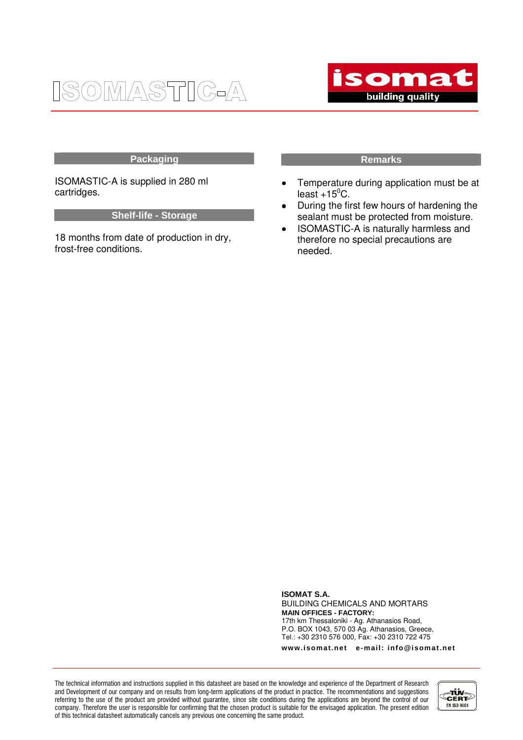# ISOMASTIC-A

## Packaging

ISOMASTIC-A is supplied in 280 ml cartridges.

## Shelf-life - Storage

18 months from date of production in dry, frost-free conditions.

## Remarks

- Temperature during application must be at least +15$^0$C.
- During the first few hours of hardening the sealant must be protected from moisture.
- ISOMASTIC-A is naturally harmless and therefore no special precautions are needed.

**ISOMAT S.A.**
BUILDING CHEMICALS AND MORTARS
**MAIN OFFICES - FACTORY:**
17th km Thessaloniki - Ag. Athanasios Road,
P.O. BOX 1043, 570 03 Ag. Athanasios, Greece,
Tel.: +30 2310 576 000, Fax: +30 2310 722 475
**www.isomat.net e-mail: info@isomat.net**

The technical information and instructions supplied in this datasheet are based on the knowledge and experience of the Department of Research and Development of our company and on results from long-term applications of the product in practice. The recommendations and suggestions referring to the use of the product are provided without guarantee, since site conditions during the applications are beyond the control of our company. Therefore the user is responsible for confirming that the chosen product is suitable for the envisaged application. The present edition of this technical datasheet automatically cancels any previous one concerning the same product.

TÜV CERT EN ISO 9001